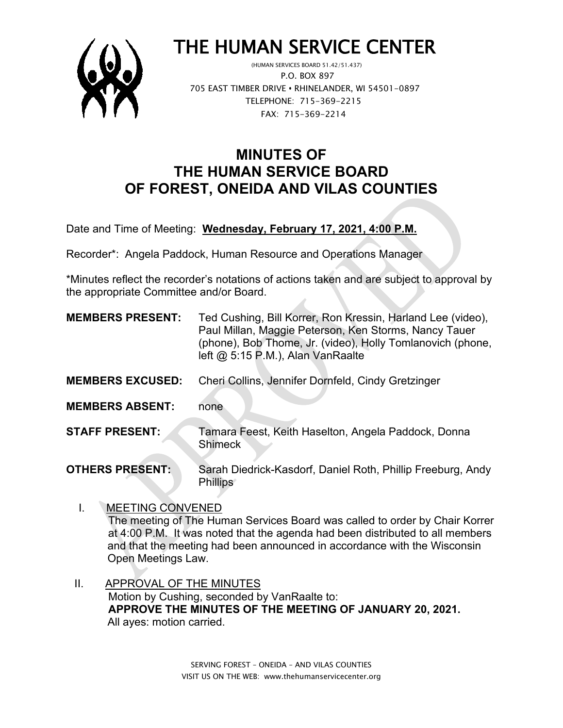# THE HUMAN SERVICE CENTER

(HUMAN SERVICES BOARD 51.42/51.437)
P.O. BOX 897
705 EAST TIMBER DRIVE • RHINELANDER, WI 54501-0897
TELEPHONE: 715-369-2215
FAX: 715-369-2214

## MINUTES OF THE HUMAN SERVICE BOARD OF FOREST, ONEIDA AND VILAS COUNTIES

Date and Time of Meeting: **Wednesday, February 17, 2021, 4:00 P.M.**

Recorder*: Angela Paddock, Human Resource and Operations Manager

*Minutes reflect the recorder's notations of actions taken and are subject to approval by the appropriate Committee and/or Board.

**MEMBERS PRESENT:** Ted Cushing, Bill Korrer, Ron Kressin, Harland Lee (video), Paul Millan, Maggie Peterson, Ken Storms, Nancy Tauer (phone), Bob Thome, Jr. (video), Holly Tomlanovich (phone, left @ 5:15 P.M.), Alan VanRaalte

**MEMBERS EXCUSED:** Cheri Collins, Jennifer Dornfeld, Cindy Gretzinger

**MEMBERS ABSENT:** none

**STAFF PRESENT:** Tamara Feest, Keith Haselton, Angela Paddock, Donna Shimeck

**OTHERS PRESENT:** Sarah Diedrick-Kasdorf, Daniel Roth, Phillip Freeburg, Andy Phillips

I. MEETING CONVENED
The meeting of The Human Services Board was called to order by Chair Korrer at 4:00 P.M. It was noted that the agenda had been distributed to all members and that the meeting had been announced in accordance with the Wisconsin Open Meetings Law.

II. APPROVAL OF THE MINUTES
Motion by Cushing, seconded by VanRaalte to:
**APPROVE THE MINUTES OF THE MEETING OF JANUARY 20, 2021.**
All ayes: motion carried.

SERVING FOREST – ONEIDA – AND VILAS COUNTIES
VISIT US ON THE WEB: www.thehumanservicecenter.org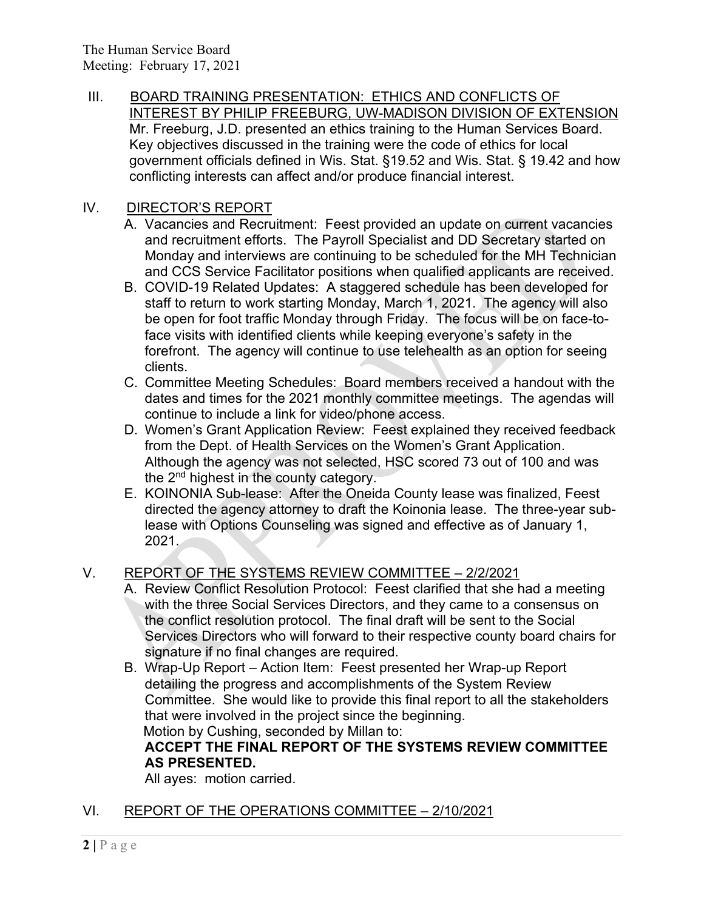III. BOARD TRAINING PRESENTATION: ETHICS AND CONFLICTS OF INTEREST BY PHILIP FREEBURG, UW-MADISON DIVISION OF EXTENSION

Mr. Freeburg, J.D. presented an ethics training to the Human Services Board. Key objectives discussed in the training were the code of ethics for local government officials defined in Wis. Stat. §19.52 and Wis. Stat. § 19.42 and how conflicting interests can affect and/or produce financial interest.

IV. DIRECTOR'S REPORT

A. Vacancies and Recruitment: Feest provided an update on current vacancies and recruitment efforts. The Payroll Specialist and DD Secretary started on Monday and interviews are continuing to be scheduled for the MH Technician and CCS Service Facilitator positions when qualified applicants are received.

B. COVID-19 Related Updates: A staggered schedule has been developed for staff to return to work starting Monday, March 1, 2021. The agency will also be open for foot traffic Monday through Friday. The focus will be on face-to-face visits with identified clients while keeping everyone's safety in the forefront. The agency will continue to use telehealth as an option for seeing clients.

C. Committee Meeting Schedules: Board members received a handout with the dates and times for the 2021 monthly committee meetings. The agendas will continue to include a link for video/phone access.

D. Women's Grant Application Review: Feest explained they received feedback from the Dept. of Health Services on the Women's Grant Application. Although the agency was not selected, HSC scored 73 out of 100 and was the 2nd highest in the county category.

E. KOINONIA Sub-lease: After the Oneida County lease was finalized, Feest directed the agency attorney to draft the Koinonia lease. The three-year sub-lease with Options Counseling was signed and effective as of January 1, 2021.

V. REPORT OF THE SYSTEMS REVIEW COMMITTEE – 2/2/2021

A. Review Conflict Resolution Protocol: Feest clarified that she had a meeting with the three Social Services Directors, and they came to a consensus on the conflict resolution protocol. The final draft will be sent to the Social Services Directors who will forward to their respective county board chairs for signature if no final changes are required.

B. Wrap-Up Report – Action Item: Feest presented her Wrap-up Report detailing the progress and accomplishments of the System Review Committee. She would like to provide this final report to all the stakeholders that were involved in the project since the beginning.

Motion by Cushing, seconded by Millan to:

**ACCEPT THE FINAL REPORT OF THE SYSTEMS REVIEW COMMITTEE AS PRESENTED.**

All ayes: motion carried.

VI. REPORT OF THE OPERATIONS COMMITTEE – 2/10/2021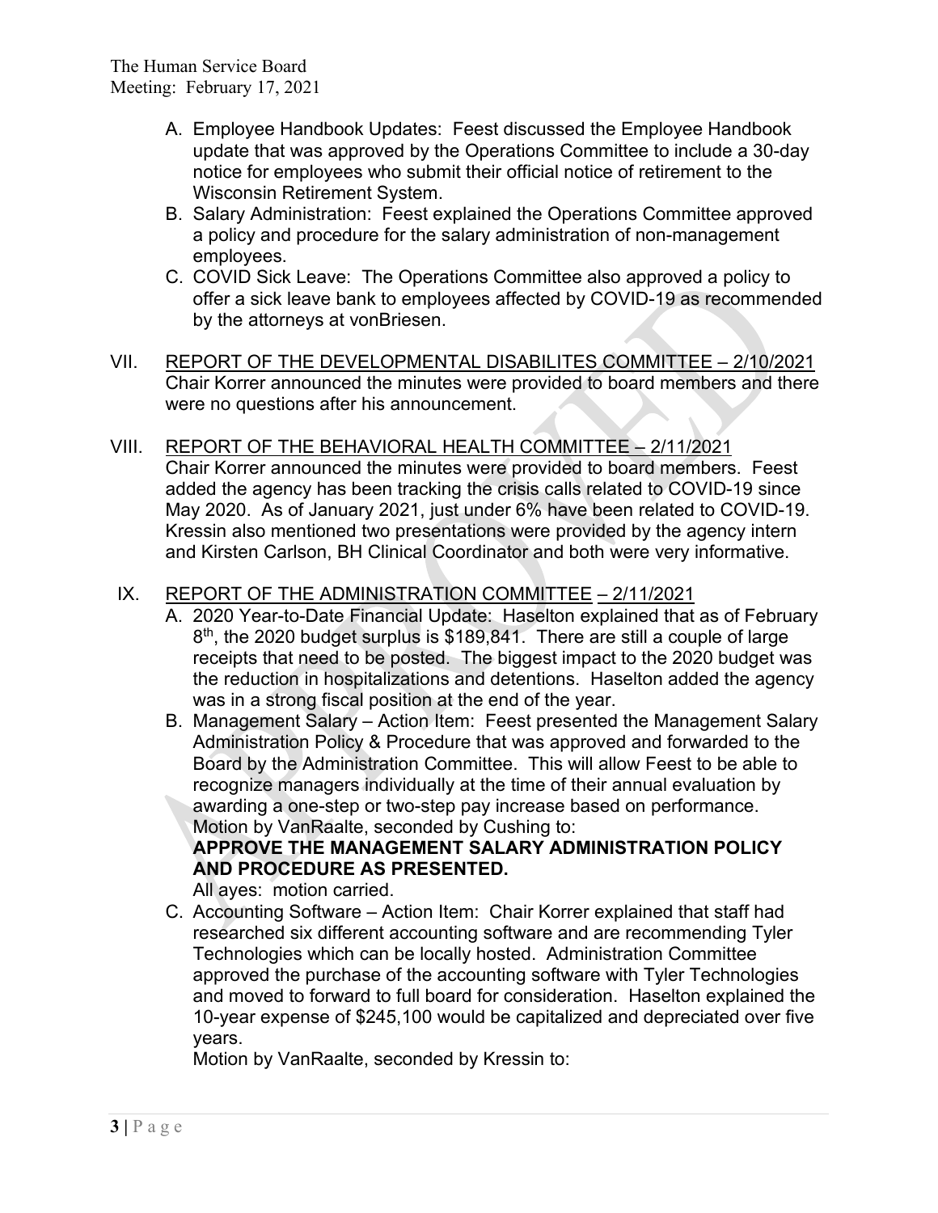A. Employee Handbook Updates: Feest discussed the Employee Handbook update that was approved by the Operations Committee to include a 30-day notice for employees who submit their official notice of retirement to the Wisconsin Retirement System.
B. Salary Administration: Feest explained the Operations Committee approved a policy and procedure for the salary administration of non-management employees.
C. COVID Sick Leave: The Operations Committee also approved a policy to offer a sick leave bank to employees affected by COVID-19 as recommended by the attorneys at vonBriesen.

VII. <u>REPORT OF THE DEVELOPMENTAL DISABILITES COMMITTEE – 2/10/2021</u>
Chair Korrer announced the minutes were provided to board members and there were no questions after his announcement.

VIII. <u>REPORT OF THE BEHAVIORAL HEALTH COMMITTEE – 2/11/2021</u>
Chair Korrer announced the minutes were provided to board members. Feest added the agency has been tracking the crisis calls related to COVID-19 since May 2020. As of January 2021, just under 6% have been related to COVID-19. Kressin also mentioned two presentations were provided by the agency intern and Kirsten Carlson, BH Clinical Coordinator and both were very informative.

IX. <u>REPORT OF THE ADMINISTRATION COMMITTEE</u> – 2/11/2021

A. 2020 Year-to-Date Financial Update: Haselton explained that as of February 8th, the 2020 budget surplus is $189,841. There are still a couple of large receipts that need to be posted. The biggest impact to the 2020 budget was the reduction in hospitalizations and detentions. Haselton added the agency was in a strong fiscal position at the end of the year.
B. Management Salary – Action Item: Feest presented the Management Salary Administration Policy & Procedure that was approved and forwarded to the Board by the Administration Committee. This will allow Feest to be able to recognize managers individually at the time of their annual evaluation by awarding a one-step or two-step pay increase based on performance.
Motion by VanRaalte, seconded by Cushing to:
**APPROVE THE MANAGEMENT SALARY ADMINISTRATION POLICY AND PROCEDURE AS PRESENTED.**
All ayes: motion carried.
C. Accounting Software – Action Item: Chair Korrer explained that staff had researched six different accounting software and are recommending Tyler Technologies which can be locally hosted. Administration Committee approved the purchase of the accounting software with Tyler Technologies and moved to forward to full board for consideration. Haselton explained the 10-year expense of $245,100 would be capitalized and depreciated over five years.
Motion by VanRaalte, seconded by Kressin to: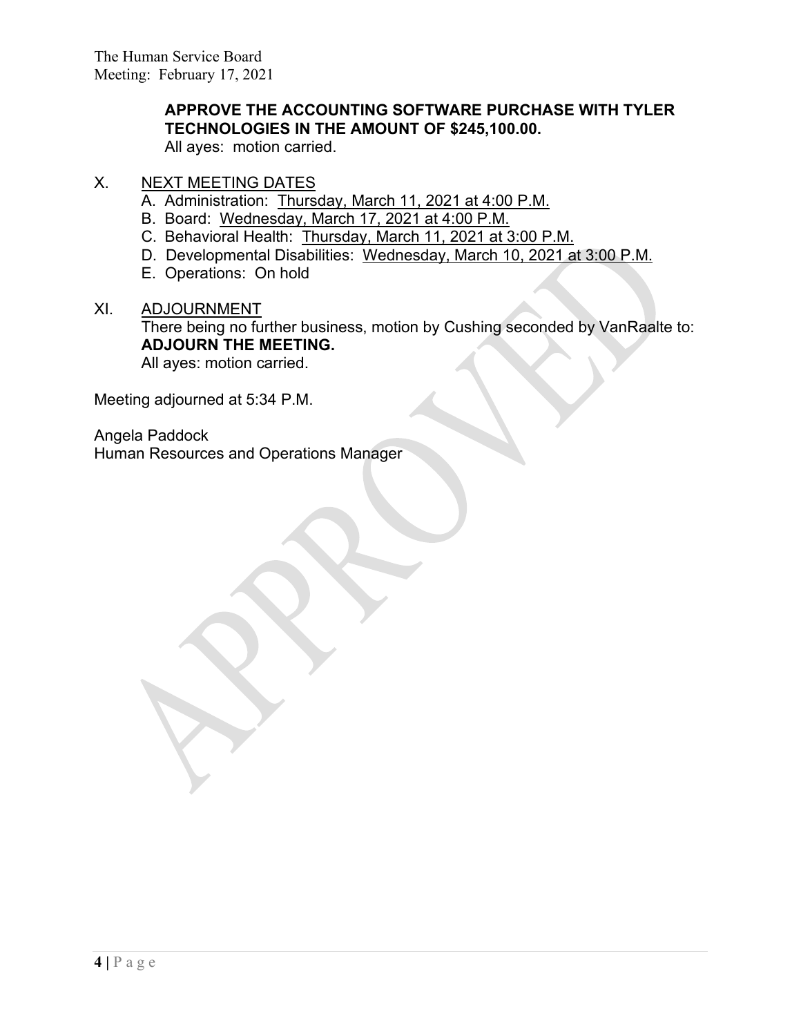**APPROVE THE ACCOUNTING SOFTWARE PURCHASE WITH TYLER TECHNOLOGIES IN THE AMOUNT OF $245,100.00.**
All ayes: motion carried.

X. NEXT MEETING DATES

A. Administration: Thursday, March 11, 2021 at 4:00 P.M.
B. Board: Wednesday, March 17, 2021 at 4:00 P.M.
C. Behavioral Health: Thursday, March 11, 2021 at 3:00 P.M.
D. Developmental Disabilities: Wednesday, March 10, 2021 at 3:00 P.M.
E. Operations: On hold

XI. ADJOURNMENT

There being no further business, motion by Cushing seconded by VanRaalte to:
**ADJOURN THE MEETING.**
All ayes: motion carried.

Meeting adjourned at 5:34 P.M.

Angela Paddock
Human Resources and Operations Manager